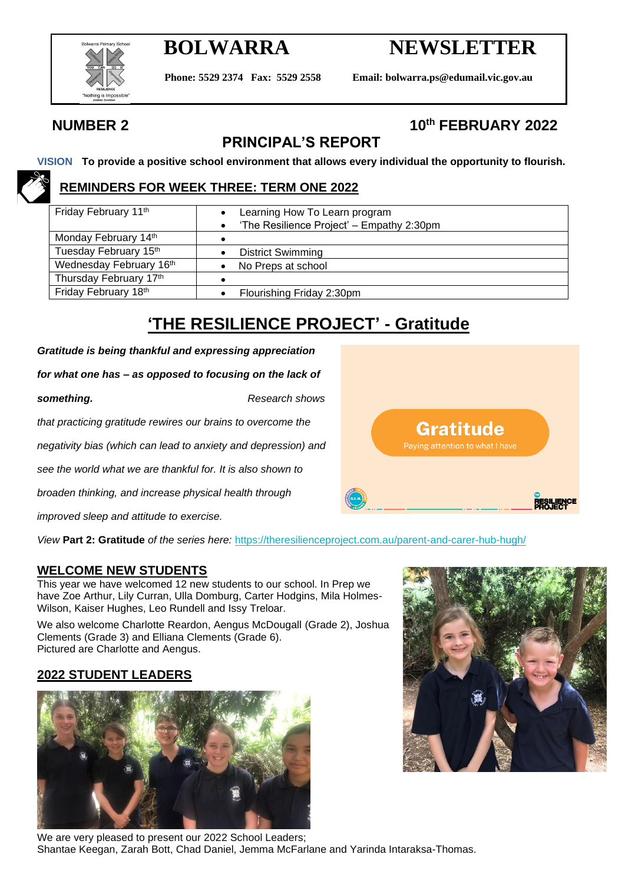# BOLWARRA NEWSLETTER

**Phone: 5529 2374 Fax: 5529 2558** **Email: bolwarra.ps@edumail.vic.gov.au**

**NUMBER 2** **10th FEBRUARY 2022**

## PRINCIPAL'S REPORT

**VISION To provide a positive school environment that allows every individual the opportunity to flourish.**

### REMINDERS FOR WEEK THREE: TERM ONE 2022

| | |
|---|---|
| Friday February 11th | • Learning How To Learn program<br>• 'The Resilience Project' – Empathy 2:30pm |
| Monday February 14th | • |
| Tuesday February 15th | • District Swimming |
| Wednesday February 16th | • No Preps at school |
| Thursday February 17th | • |
| Friday February 18th | • Flourishing Friday 2:30pm |

## 'THE RESILIENCE PROJECT' - Gratitude

***Gratitude is being thankful and expressing appreciation for what one has – as opposed to focusing on the lack of something.*** *Research shows that practicing gratitude rewires our brains to overcome the negativity bias (which can lead to anxiety and depression) and see the world what we are thankful for. It is also shown to broaden thinking, and increase physical health through improved sleep and attitude to exercise.*

Gratitude
Paying attention to what I have

*View* **Part 2: Gratitude** *of the series here:* https://theresilienceproject.com.au/parent-and-carer-hub-hugh/

### WELCOME NEW STUDENTS

This year we have welcomed 12 new students to our school. In Prep we have Zoe Arthur, Lily Curran, Ulla Domburg, Carter Hodgins, Mila Holmes-Wilson, Kaiser Hughes, Leo Rundell and Issy Treloar.

We also welcome Charlotte Reardon, Aengus McDougall (Grade 2), Joshua Clements (Grade 3) and Elliana Clements (Grade 6).
Pictured are Charlotte and Aengus.

### 2022 STUDENT LEADERS

We are very pleased to present our 2022 School Leaders;
Shantae Keegan, Zarah Bott, Chad Daniel, Jemma McFarlane and Yarinda Intaraksa-Thomas.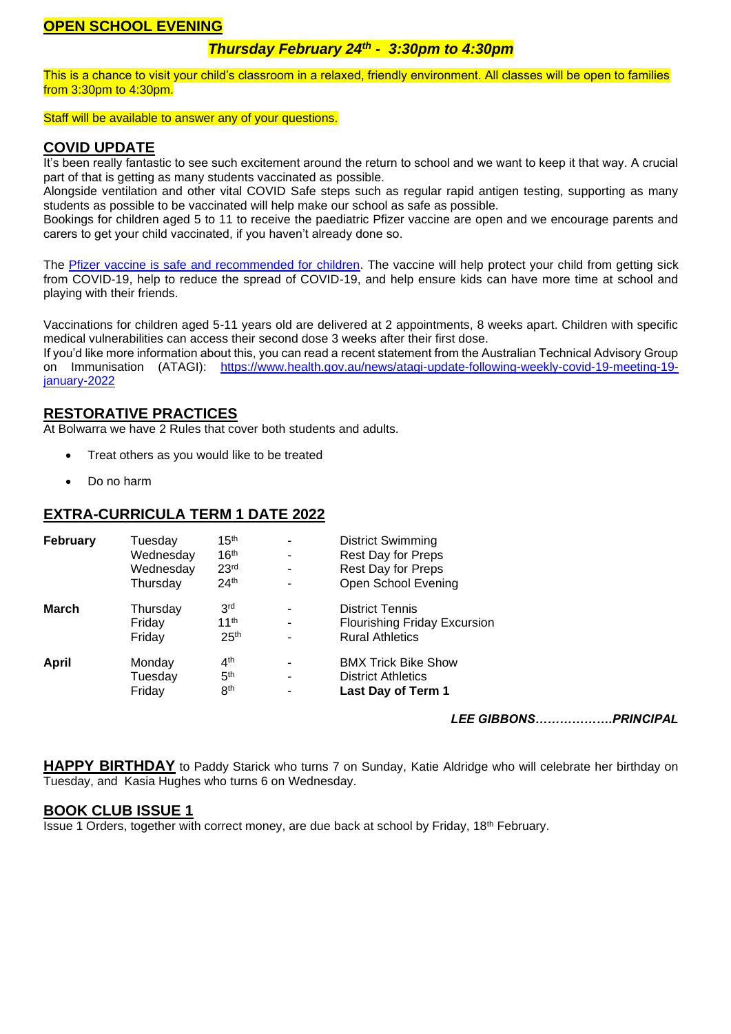## OPEN SCHOOL EVENING

***Thursday February 24th - 3:30pm to 4:30pm***

This is a chance to visit your child's classroom in a relaxed, friendly environment. All classes will be open to families from 3:30pm to 4:30pm.

Staff will be available to answer any of your questions.

## COVID UPDATE

It's been really fantastic to see such excitement around the return to school and we want to keep it that way. A crucial part of that is getting as many students vaccinated as possible.

Alongside ventilation and other vital COVID Safe steps such as regular rapid antigen testing, supporting as many students as possible to be vaccinated will help make our school as safe as possible.

Bookings for children aged 5 to 11 to receive the paediatric Pfizer vaccine are open and we encourage parents and carers to get your child vaccinated, if you haven't already done so.

The Pfizer vaccine is safe and recommended for children. The vaccine will help protect your child from getting sick from COVID-19, help to reduce the spread of COVID-19, and help ensure kids can have more time at school and playing with their friends.

Vaccinations for children aged 5-11 years old are delivered at 2 appointments, 8 weeks apart. Children with specific medical vulnerabilities can access their second dose 3 weeks after their first dose.

If you'd like more information about this, you can read a recent statement from the Australian Technical Advisory Group on Immunisation (ATAGI): https://www.health.gov.au/news/atagi-update-following-weekly-covid-19-meeting-19-january-2022

## RESTORATIVE PRACTICES

At Bolwarra we have 2 Rules that cover both students and adults.

- Treat others as you would like to be treated
- Do no harm

## EXTRA-CURRICULA TERM 1 DATE 2022

| | | | | |
|---|---|---|---|---|
| **February** | Tuesday | 15th | - | District Swimming |
| | Wednesday | 16th | - | Rest Day for Preps |
| | Wednesday | 23rd | - | Rest Day for Preps |
| | Thursday | 24th | - | Open School Evening |
| **March** | Thursday | 3rd | - | District Tennis |
| | Friday | 11th | - | Flourishing Friday Excursion |
| | Friday | 25th | - | Rural Athletics |
| **April** | Monday | 4th | - | BMX Trick Bike Show |
| | Tuesday | 5th | - | District Athletics |
| | Friday | 8th | - | **Last Day of Term 1** |

***LEE GIBBONS……………….PRINCIPAL***

**HAPPY BIRTHDAY** to Paddy Starick who turns 7 on Sunday, Katie Aldridge who will celebrate her birthday on Tuesday, and Kasia Hughes who turns 6 on Wednesday.

## BOOK CLUB ISSUE 1

Issue 1 Orders, together with correct money, are due back at school by Friday, 18th February.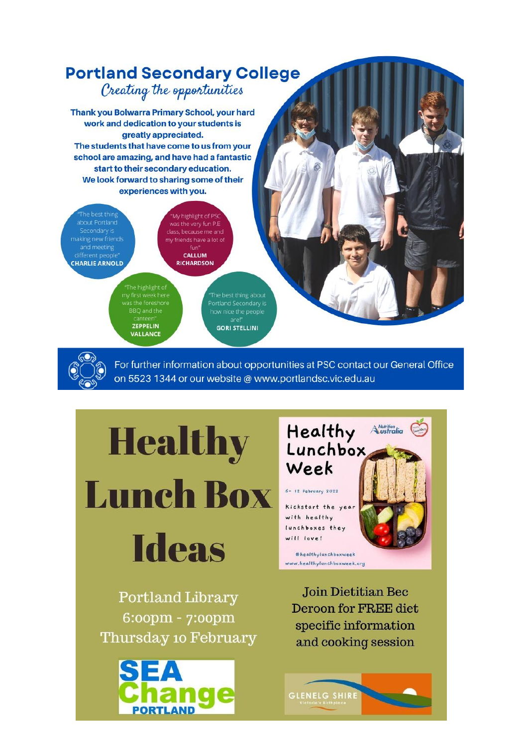# Portland Secondary College

*Creating the opportunities*

**Thank you Bolwarra Primary School, your hard work and dedication to your students is greatly appreciated.**
**The students that have come to us from your school are amazing, and have had a fantastic start to their secondary education.**
**We look forward to sharing some of their experiences with you.**

"The best thing about Portland Secondary is making new friends and meeting different people"
**CHARLIE ARNOLD**

"My highlight of PSC was the very fun P.E class, because me and my friends have a lot of fun"
**CALLUM RICHARDSON**

"The highlight of my first week here was the foreshore BBQ and the canteen"
**ZEPPELIN VALLANCE**

"The best thing about Portland Secondary is how nice the people are!"
**GORI STELLINI**

For further information about opportunities at PSC contact our General Office on 5523 1344 or our website @ www.portlandsc.vic.edu.au

# Healthy Lunch Box Ideas

Portland Library
6:00pm - 7:00pm
Thursday 10 February

**Healthy Lunchbox Week**

6- 12 February 2022

Kickstart the year with healthy lunchboxes they will love!

#healthylunchboxweek
www.healthylunchboxweek.org

Join Dietitian Bec Deroon for FREE diet specific information and cooking session

SEA Change PORTLAND

GLENELG SHIRE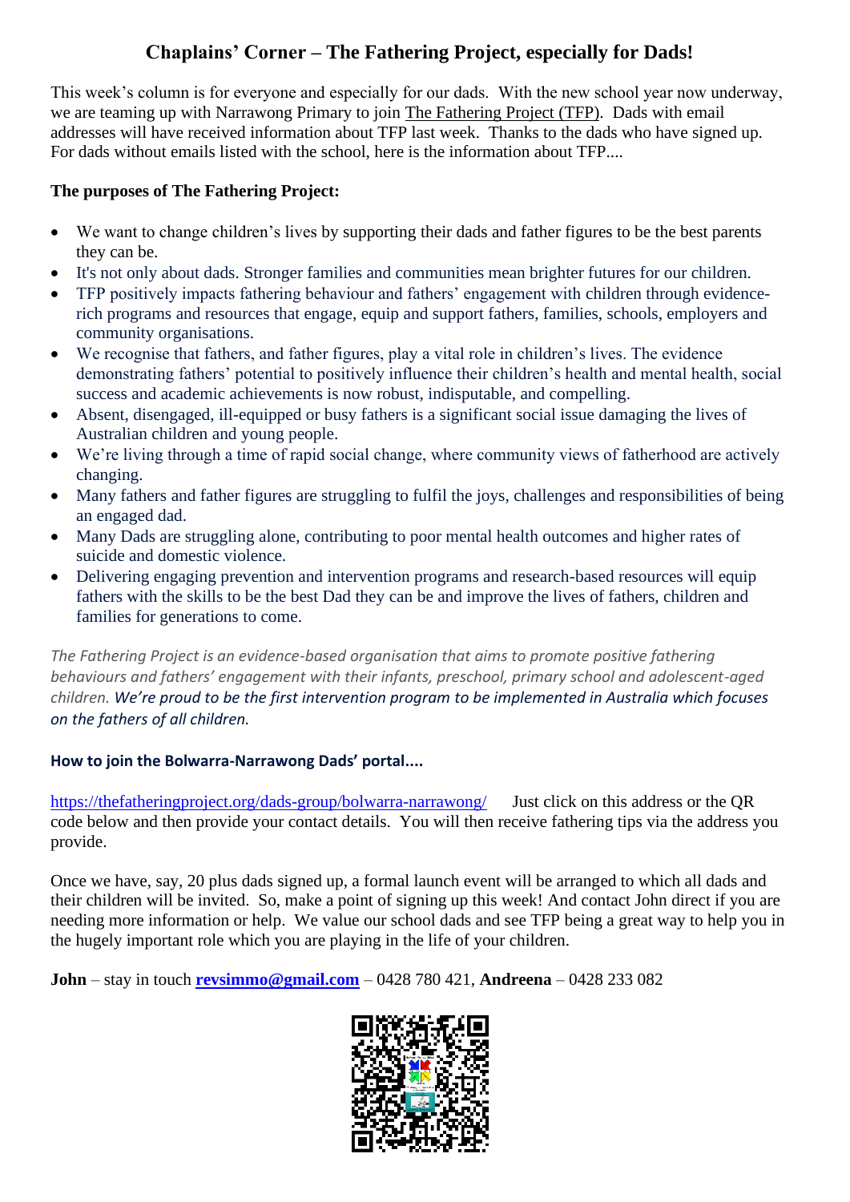## Chaplains' Corner – The Fathering Project, especially for Dads!

This week's column is for everyone and especially for our dads. With the new school year now underway, we are teaming up with Narrawong Primary to join The Fathering Project (TFP). Dads with email addresses will have received information about TFP last week. Thanks to the dads who have signed up. For dads without emails listed with the school, here is the information about TFP....

**The purposes of The Fathering Project:**

- We want to change children's lives by supporting their dads and father figures to be the best parents they can be.
- It's not only about dads. Stronger families and communities mean brighter futures for our children.
- TFP positively impacts fathering behaviour and fathers' engagement with children through evidence-rich programs and resources that engage, equip and support fathers, families, schools, employers and community organisations.
- We recognise that fathers, and father figures, play a vital role in children's lives. The evidence demonstrating fathers' potential to positively influence their children's health and mental health, social success and academic achievements is now robust, indisputable, and compelling.
- Absent, disengaged, ill-equipped or busy fathers is a significant social issue damaging the lives of Australian children and young people.
- We're living through a time of rapid social change, where community views of fatherhood are actively changing.
- Many fathers and father figures are struggling to fulfil the joys, challenges and responsibilities of being an engaged dad.
- Many Dads are struggling alone, contributing to poor mental health outcomes and higher rates of suicide and domestic violence.
- Delivering engaging prevention and intervention programs and research-based resources will equip fathers with the skills to be the best Dad they can be and improve the lives of fathers, children and families for generations to come.

*The Fathering Project is an evidence-based organisation that aims to promote positive fathering behaviours and fathers' engagement with their infants, preschool, primary school and adolescent-aged children. We're proud to be the first intervention program to be implemented in Australia which focuses on the fathers of all children.*

**How to join the Bolwarra-Narrawong Dads' portal....**

https://thefatheringproject.org/dads-group/bolwarra-narrawong/ Just click on this address or the QR code below and then provide your contact details. You will then receive fathering tips via the address you provide.

Once we have, say, 20 plus dads signed up, a formal launch event will be arranged to which all dads and their children will be invited. So, make a point of signing up this week! And contact John direct if you are needing more information or help. We value our school dads and see TFP being a great way to help you in the hugely important role which you are playing in the life of your children.

**John** – stay in touch **revsimmo@gmail.com** – 0428 780 421, **Andreena** – 0428 233 082